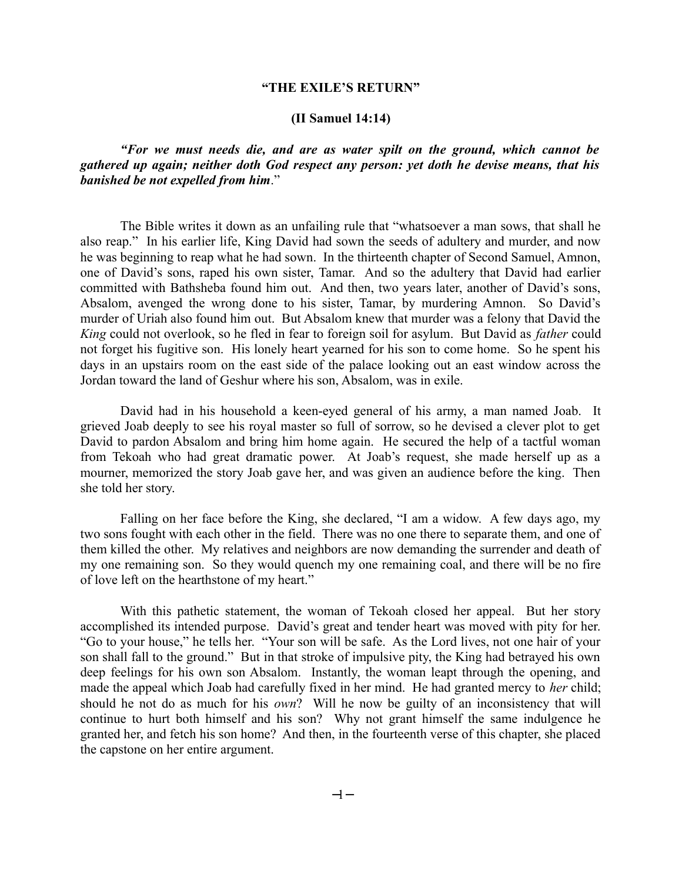# "THE EXILE'S RETURN"

## (II Samuel 14:14)

***"For we must needs die, and are as water spilt on the ground, which cannot be gathered up again; neither doth God respect any person: yet doth he devise means, that his banished be not expelled from him*."**

The Bible writes it down as an unfailing rule that "whatsoever a man sows, that shall he also reap." In his earlier life, King David had sown the seeds of adultery and murder, and now he was beginning to reap what he had sown. In the thirteenth chapter of Second Samuel, Amnon, one of David's sons, raped his own sister, Tamar. And so the adultery that David had earlier committed with Bathsheba found him out. And then, two years later, another of David's sons, Absalom, avenged the wrong done to his sister, Tamar, by murdering Amnon. So David's murder of Uriah also found him out. But Absalom knew that murder was a felony that David the *King* could not overlook, so he fled in fear to foreign soil for asylum. But David as *father* could not forget his fugitive son. His lonely heart yearned for his son to come home. So he spent his days in an upstairs room on the east side of the palace looking out an east window across the Jordan toward the land of Geshur where his son, Absalom, was in exile.

David had in his household a keen-eyed general of his army, a man named Joab. It grieved Joab deeply to see his royal master so full of sorrow, so he devised a clever plot to get David to pardon Absalom and bring him home again. He secured the help of a tactful woman from Tekoah who had great dramatic power. At Joab's request, she made herself up as a mourner, memorized the story Joab gave her, and was given an audience before the king. Then she told her story.

Falling on her face before the King, she declared, "I am a widow. A few days ago, my two sons fought with each other in the field. There was no one there to separate them, and one of them killed the other. My relatives and neighbors are now demanding the surrender and death of my one remaining son. So they would quench my one remaining coal, and there will be no fire of love left on the hearthstone of my heart."

With this pathetic statement, the woman of Tekoah closed her appeal. But her story accomplished its intended purpose. David's great and tender heart was moved with pity for her. "Go to your house," he tells her. "Your son will be safe. As the Lord lives, not one hair of your son shall fall to the ground." But in that stroke of impulsive pity, the King had betrayed his own deep feelings for his own son Absalom. Instantly, the woman leapt through the opening, and made the appeal which Joab had carefully fixed in her mind. He had granted mercy to *her* child; should he not do as much for his *own*? Will he now be guilty of an inconsistency that will continue to hurt both himself and his son? Why not grant himself the same indulgence he granted her, and fetch his son home? And then, in the fourteenth verse of this chapter, she placed the capstone on her entire argument.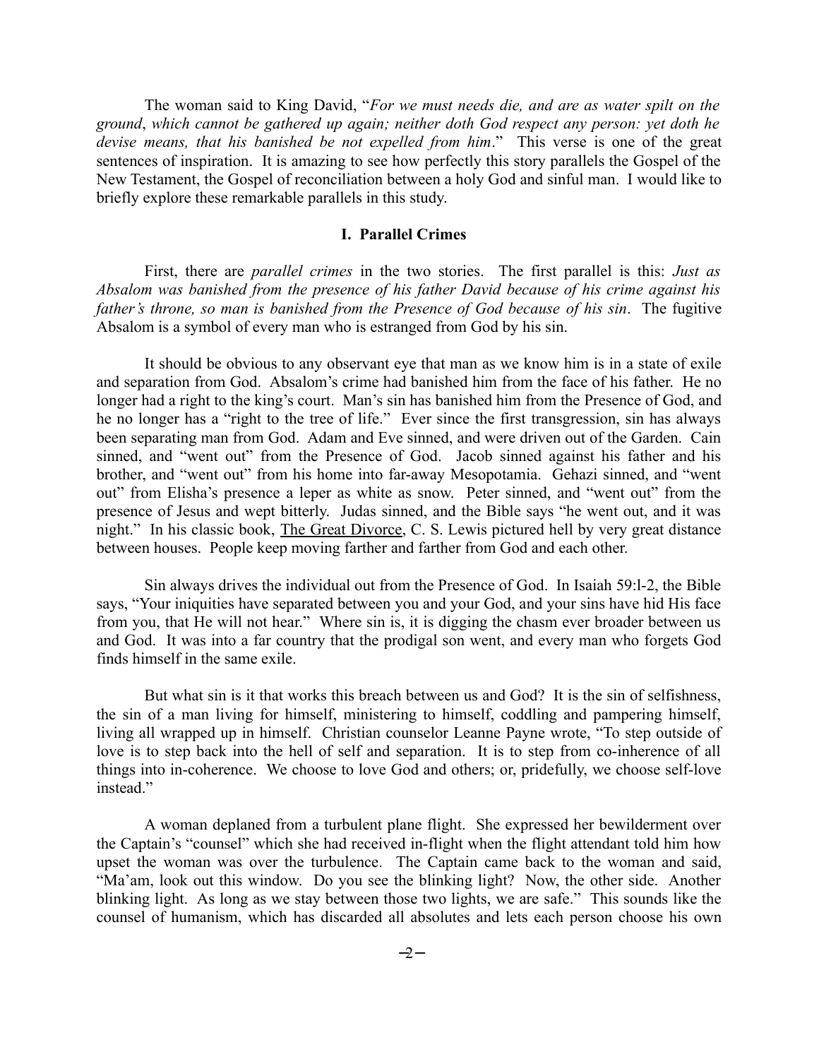The woman said to King David, "*For we must needs die, and are as water spilt on the ground*, *which cannot be gathered up again; neither doth God respect any person: yet doth he devise means, that his banished be not expelled from him*." This verse is one of the great sentences of inspiration. It is amazing to see how perfectly this story parallels the Gospel of the New Testament, the Gospel of reconciliation between a holy God and sinful man. I would like to briefly explore these remarkable parallels in this study.

## I. Parallel Crimes

First, there are *parallel crimes* in the two stories. The first parallel is this: *Just as Absalom was banished from the presence of his father David because of his crime against his father's throne, so man is banished from the Presence of God because of his sin*. The fugitive Absalom is a symbol of every man who is estranged from God by his sin.

It should be obvious to any observant eye that man as we know him is in a state of exile and separation from God. Absalom's crime had banished him from the face of his father. He no longer had a right to the king's court. Man's sin has banished him from the Presence of God, and he no longer has a "right to the tree of life." Ever since the first transgression, sin has always been separating man from God. Adam and Eve sinned, and were driven out of the Garden. Cain sinned, and "went out" from the Presence of God. Jacob sinned against his father and his brother, and "went out" from his home into far-away Mesopotamia. Gehazi sinned, and "went out" from Elisha's presence a leper as white as snow. Peter sinned, and "went out" from the presence of Jesus and wept bitterly. Judas sinned, and the Bible says "he went out, and it was night." In his classic book, The Great Divorce, C. S. Lewis pictured hell by very great distance between houses. People keep moving farther and farther from God and each other.

Sin always drives the individual out from the Presence of God. In Isaiah 59:l-2, the Bible says, "Your iniquities have separated between you and your God, and your sins have hid His face from you, that He will not hear." Where sin is, it is digging the chasm ever broader between us and God. It was into a far country that the prodigal son went, and every man who forgets God finds himself in the same exile.

But what sin is it that works this breach between us and God? It is the sin of selfishness, the sin of a man living for himself, ministering to himself, coddling and pampering himself, living all wrapped up in himself. Christian counselor Leanne Payne wrote, "To step outside of love is to step back into the hell of self and separation. It is to step from co-inherence of all things into in-coherence. We choose to love God and others; or, pridefully, we choose self-love instead."

A woman deplaned from a turbulent plane flight. She expressed her bewilderment over the Captain's "counsel" which she had received in-flight when the flight attendant told him how upset the woman was over the turbulence. The Captain came back to the woman and said, "Ma'am, look out this window. Do you see the blinking light? Now, the other side. Another blinking light. As long as we stay between those two lights, we are safe." This sounds like the counsel of humanism, which has discarded all absolutes and lets each person choose his own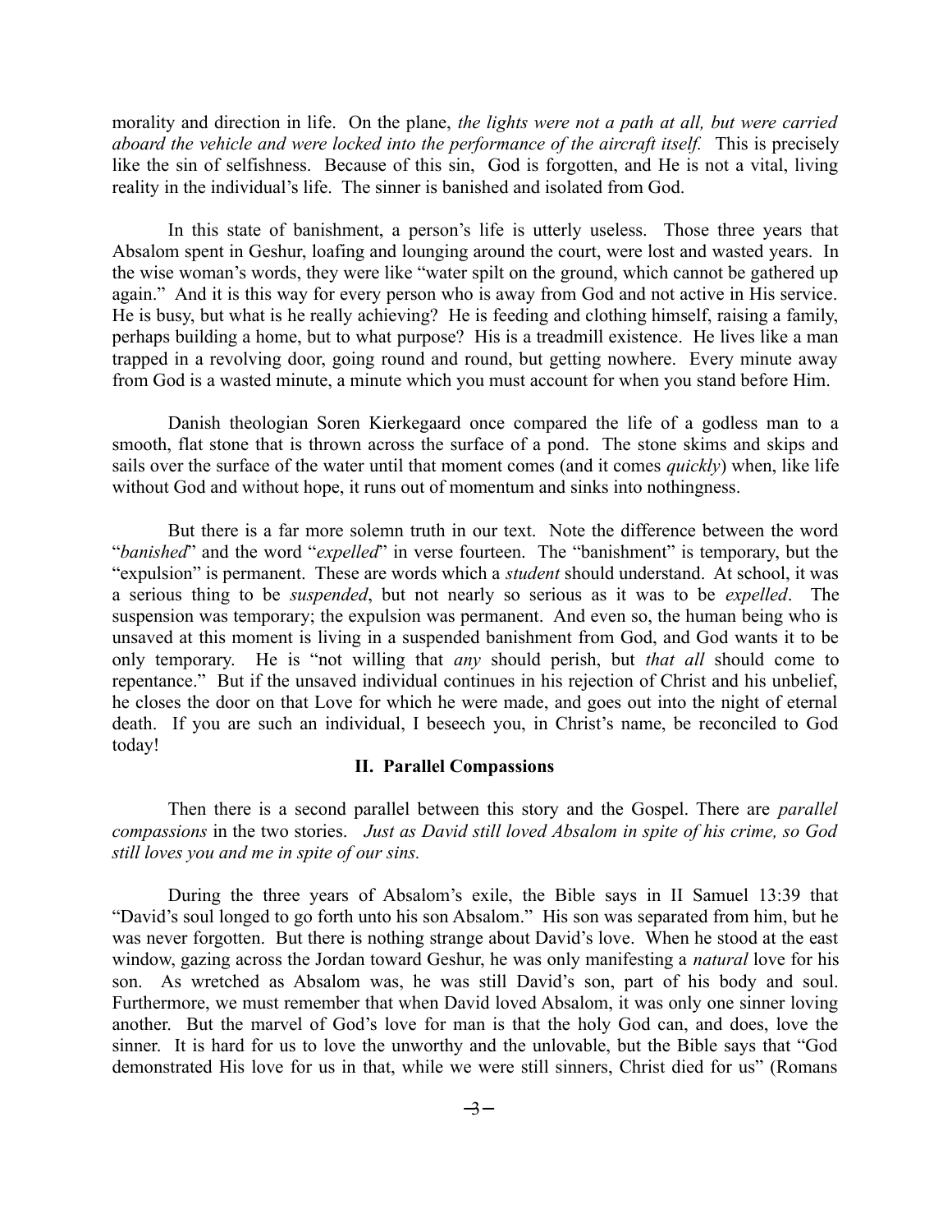morality and direction in life. On the plane, *the lights were not a path at all, but were carried aboard the vehicle and were locked into the performance of the aircraft itself.* This is precisely like the sin of selfishness. Because of this sin, God is forgotten, and He is not a vital, living reality in the individual's life. The sinner is banished and isolated from God.

In this state of banishment, a person's life is utterly useless. Those three years that Absalom spent in Geshur, loafing and lounging around the court, were lost and wasted years. In the wise woman's words, they were like "water spilt on the ground, which cannot be gathered up again." And it is this way for every person who is away from God and not active in His service. He is busy, but what is he really achieving? He is feeding and clothing himself, raising a family, perhaps building a home, but to what purpose? His is a treadmill existence. He lives like a man trapped in a revolving door, going round and round, but getting nowhere. Every minute away from God is a wasted minute, a minute which you must account for when you stand before Him.

Danish theologian Soren Kierkegaard once compared the life of a godless man to a smooth, flat stone that is thrown across the surface of a pond. The stone skims and skips and sails over the surface of the water until that moment comes (and it comes *quickly*) when, like life without God and without hope, it runs out of momentum and sinks into nothingness.

But there is a far more solemn truth in our text. Note the difference between the word "*banished*" and the word "*expelled*" in verse fourteen. The "banishment" is temporary, but the "expulsion" is permanent. These are words which a *student* should understand. At school, it was a serious thing to be *suspended*, but not nearly so serious as it was to be *expelled*. The suspension was temporary; the expulsion was permanent. And even so, the human being who is unsaved at this moment is living in a suspended banishment from God, and God wants it to be only temporary. He is "not willing that *any* should perish, but *that all* should come to repentance." But if the unsaved individual continues in his rejection of Christ and his unbelief, he closes the door on that Love for which he were made, and goes out into the night of eternal death. If you are such an individual, I beseech you, in Christ's name, be reconciled to God today!

## II. Parallel Compassions

Then there is a second parallel between this story and the Gospel. There are *parallel compassions* in the two stories. *Just as David still loved Absalom in spite of his crime, so God still loves you and me in spite of our sins.*

During the three years of Absalom's exile, the Bible says in II Samuel 13:39 that "David's soul longed to go forth unto his son Absalom." His son was separated from him, but he was never forgotten. But there is nothing strange about David's love. When he stood at the east window, gazing across the Jordan toward Geshur, he was only manifesting a *natural* love for his son. As wretched as Absalom was, he was still David's son, part of his body and soul. Furthermore, we must remember that when David loved Absalom, it was only one sinner loving another. But the marvel of God's love for man is that the holy God can, and does, love the sinner. It is hard for us to love the unworthy and the unlovable, but the Bible says that "God demonstrated His love for us in that, while we were still sinners, Christ died for us" (Romans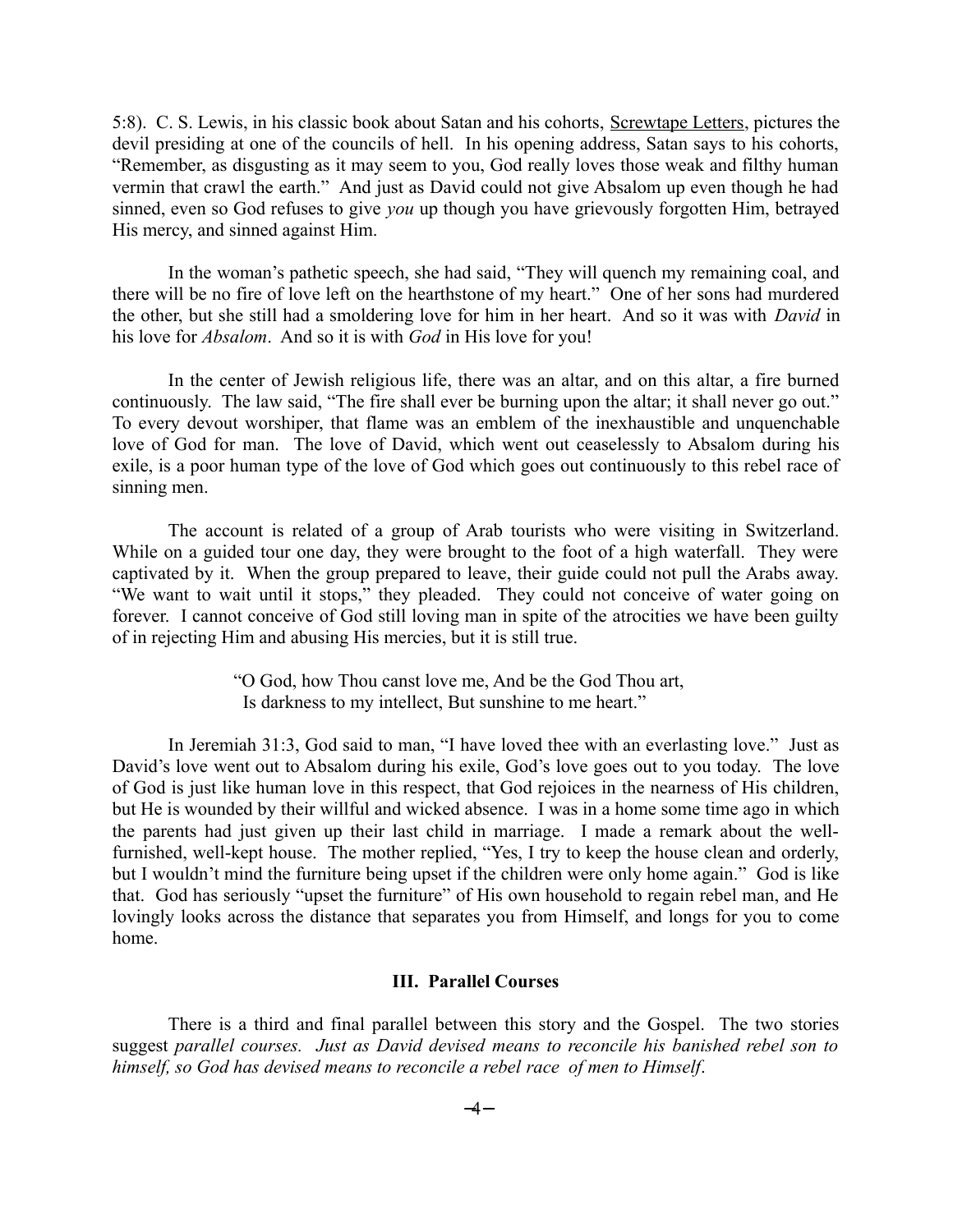5:8). C. S. Lewis, in his classic book about Satan and his cohorts, Screwtape Letters, pictures the devil presiding at one of the councils of hell. In his opening address, Satan says to his cohorts, "Remember, as disgusting as it may seem to you, God really loves those weak and filthy human vermin that crawl the earth." And just as David could not give Absalom up even though he had sinned, even so God refuses to give *you* up though you have grievously forgotten Him, betrayed His mercy, and sinned against Him.

In the woman's pathetic speech, she had said, "They will quench my remaining coal, and there will be no fire of love left on the hearthstone of my heart." One of her sons had murdered the other, but she still had a smoldering love for him in her heart. And so it was with *David* in his love for *Absalom*. And so it is with *God* in His love for you!

In the center of Jewish religious life, there was an altar, and on this altar, a fire burned continuously. The law said, "The fire shall ever be burning upon the altar; it shall never go out." To every devout worshiper, that flame was an emblem of the inexhaustible and unquenchable love of God for man. The love of David, which went out ceaselessly to Absalom during his exile, is a poor human type of the love of God which goes out continuously to this rebel race of sinning men.

The account is related of a group of Arab tourists who were visiting in Switzerland. While on a guided tour one day, they were brought to the foot of a high waterfall. They were captivated by it. When the group prepared to leave, their guide could not pull the Arabs away. "We want to wait until it stops," they pleaded. They could not conceive of water going on forever. I cannot conceive of God still loving man in spite of the atrocities we have been guilty of in rejecting Him and abusing His mercies, but it is still true.

> "O God, how Thou canst love me, And be the God Thou art,
> Is darkness to my intellect, But sunshine to me heart."

In Jeremiah 31:3, God said to man, "I have loved thee with an everlasting love." Just as David's love went out to Absalom during his exile, God's love goes out to you today. The love of God is just like human love in this respect, that God rejoices in the nearness of His children, but He is wounded by their willful and wicked absence. I was in a home some time ago in which the parents had just given up their last child in marriage. I made a remark about the well-furnished, well-kept house. The mother replied, "Yes, I try to keep the house clean and orderly, but I wouldn't mind the furniture being upset if the children were only home again." God is like that. God has seriously "upset the furniture" of His own household to regain rebel man, and He lovingly looks across the distance that separates you from Himself, and longs for you to come home.

### III. Parallel Courses

There is a third and final parallel between this story and the Gospel. The two stories suggest *parallel courses. Just as David devised means to reconcile his banished rebel son to himself, so God has devised means to reconcile a rebel race of men to Himself*.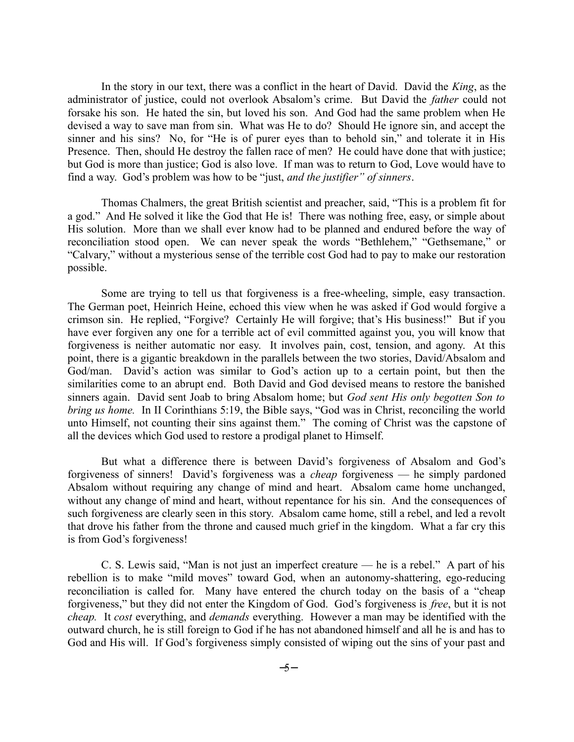In the story in our text, there was a conflict in the heart of David. David the *King*, as the administrator of justice, could not overlook Absalom's crime. But David the *father* could not forsake his son. He hated the sin, but loved his son. And God had the same problem when He devised a way to save man from sin. What was He to do? Should He ignore sin, and accept the sinner and his sins? No, for "He is of purer eyes than to behold sin," and tolerate it in His Presence. Then, should He destroy the fallen race of men? He could have done that with justice; but God is more than justice; God is also love. If man was to return to God, Love would have to find a way. God's problem was how to be "just, *and the justifier" of sinners*.

Thomas Chalmers, the great British scientist and preacher, said, "This is a problem fit for a god." And He solved it like the God that He is! There was nothing free, easy, or simple about His solution. More than we shall ever know had to be planned and endured before the way of reconciliation stood open. We can never speak the words "Bethlehem," "Gethsemane," or "Calvary," without a mysterious sense of the terrible cost God had to pay to make our restoration possible.

Some are trying to tell us that forgiveness is a free-wheeling, simple, easy transaction. The German poet, Heinrich Heine, echoed this view when he was asked if God would forgive a crimson sin. He replied, "Forgive? Certainly He will forgive; that's His business!" But if you have ever forgiven any one for a terrible act of evil committed against you, you will know that forgiveness is neither automatic nor easy. It involves pain, cost, tension, and agony. At this point, there is a gigantic breakdown in the parallels between the two stories, David/Absalom and God/man. David's action was similar to God's action up to a certain point, but then the similarities come to an abrupt end. Both David and God devised means to restore the banished sinners again. David sent Joab to bring Absalom home; but *God sent His only begotten Son to bring us home.* In II Corinthians 5:19, the Bible says, "God was in Christ, reconciling the world unto Himself, not counting their sins against them." The coming of Christ was the capstone of all the devices which God used to restore a prodigal planet to Himself.

But what a difference there is between David's forgiveness of Absalom and God's forgiveness of sinners! David's forgiveness was a *cheap* forgiveness — he simply pardoned Absalom without requiring any change of mind and heart. Absalom came home unchanged, without any change of mind and heart, without repentance for his sin. And the consequences of such forgiveness are clearly seen in this story. Absalom came home, still a rebel, and led a revolt that drove his father from the throne and caused much grief in the kingdom. What a far cry this is from God's forgiveness!

C. S. Lewis said, "Man is not just an imperfect creature — he is a rebel." A part of his rebellion is to make "mild moves" toward God, when an autonomy-shattering, ego-reducing reconciliation is called for. Many have entered the church today on the basis of a "cheap forgiveness," but they did not enter the Kingdom of God. God's forgiveness is *free*, but it is not *cheap.* It *cost* everything, and *demands* everything. However a man may be identified with the outward church, he is still foreign to God if he has not abandoned himself and all he is and has to God and His will. If God's forgiveness simply consisted of wiping out the sins of your past and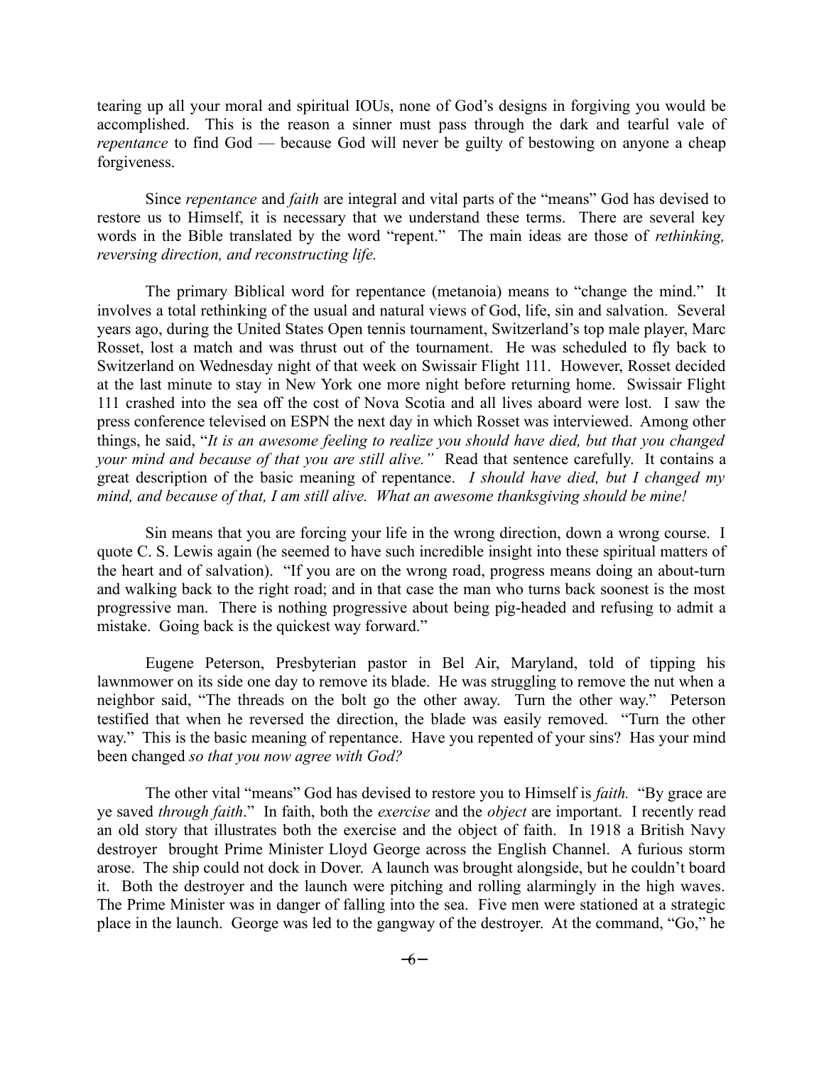tearing up all your moral and spiritual IOUs, none of God's designs in forgiving you would be accomplished. This is the reason a sinner must pass through the dark and tearful vale of *repentance* to find God — because God will never be guilty of bestowing on anyone a cheap forgiveness.

Since *repentance* and *faith* are integral and vital parts of the "means" God has devised to restore us to Himself, it is necessary that we understand these terms. There are several key words in the Bible translated by the word "repent." The main ideas are those of *rethinking, reversing direction, and reconstructing life.*

The primary Biblical word for repentance (metanoia) means to "change the mind." It involves a total rethinking of the usual and natural views of God, life, sin and salvation. Several years ago, during the United States Open tennis tournament, Switzerland's top male player, Marc Rosset, lost a match and was thrust out of the tournament. He was scheduled to fly back to Switzerland on Wednesday night of that week on Swissair Flight 111. However, Rosset decided at the last minute to stay in New York one more night before returning home. Swissair Flight 111 crashed into the sea off the cost of Nova Scotia and all lives aboard were lost. I saw the press conference televised on ESPN the next day in which Rosset was interviewed. Among other things, he said, "*It is an awesome feeling to realize you should have died, but that you changed your mind and because of that you are still alive."* Read that sentence carefully. It contains a great description of the basic meaning of repentance. *I should have died, but I changed my mind, and because of that, I am still alive. What an awesome thanksgiving should be mine!*

Sin means that you are forcing your life in the wrong direction, down a wrong course. I quote C. S. Lewis again (he seemed to have such incredible insight into these spiritual matters of the heart and of salvation). "If you are on the wrong road, progress means doing an about-turn and walking back to the right road; and in that case the man who turns back soonest is the most progressive man. There is nothing progressive about being pig-headed and refusing to admit a mistake. Going back is the quickest way forward."

Eugene Peterson, Presbyterian pastor in Bel Air, Maryland, told of tipping his lawnmower on its side one day to remove its blade. He was struggling to remove the nut when a neighbor said, "The threads on the bolt go the other away. Turn the other way." Peterson testified that when he reversed the direction, the blade was easily removed. "Turn the other way." This is the basic meaning of repentance. Have you repented of your sins? Has your mind been changed *so that you now agree with God?*

The other vital "means" God has devised to restore you to Himself is *faith.* "By grace are ye saved *through faith*." In faith, both the *exercise* and the *object* are important. I recently read an old story that illustrates both the exercise and the object of faith. In 1918 a British Navy destroyer brought Prime Minister Lloyd George across the English Channel. A furious storm arose. The ship could not dock in Dover. A launch was brought alongside, but he couldn't board it. Both the destroyer and the launch were pitching and rolling alarmingly in the high waves. The Prime Minister was in danger of falling into the sea. Five men were stationed at a strategic place in the launch. George was led to the gangway of the destroyer. At the command, "Go," he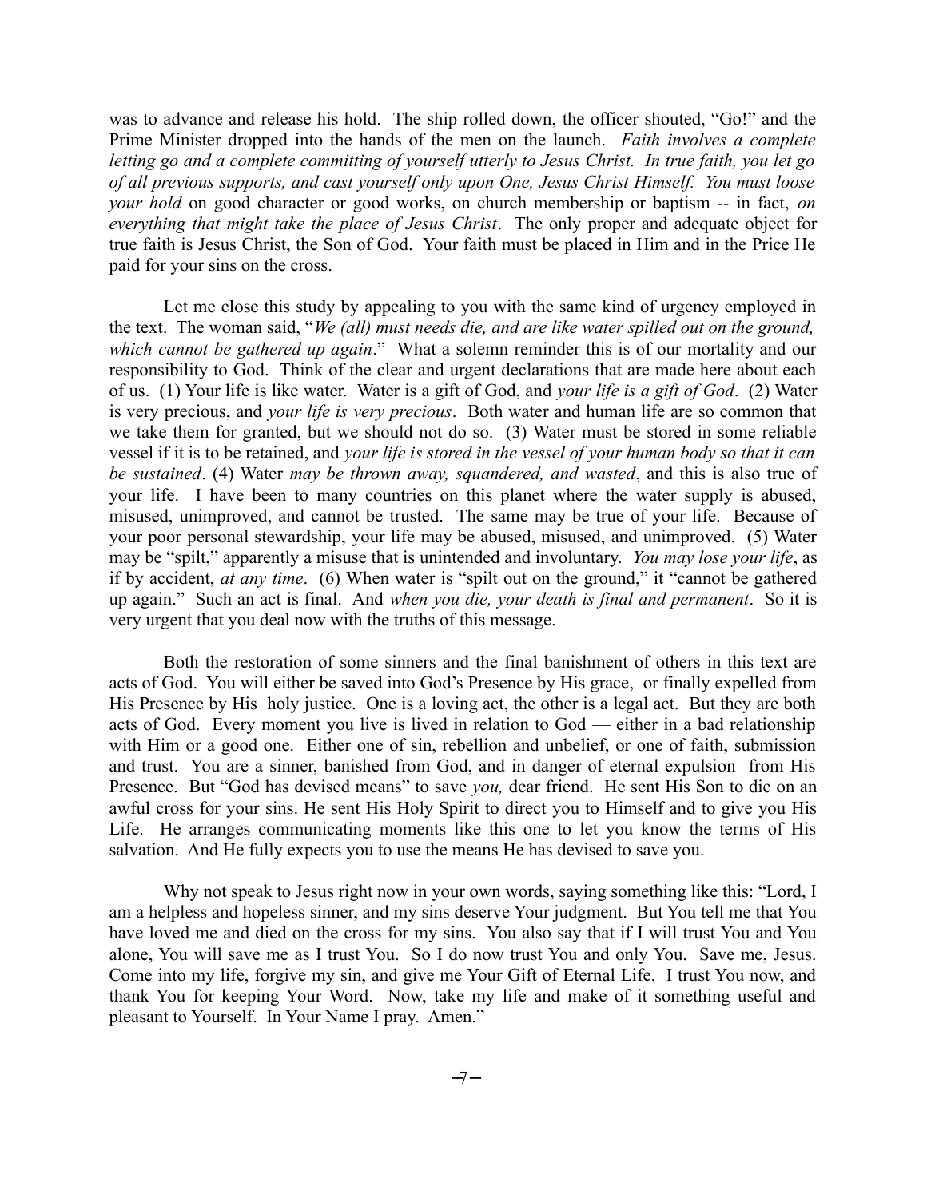was to advance and release his hold. The ship rolled down, the officer shouted, "Go!" and the Prime Minister dropped into the hands of the men on the launch. *Faith involves a complete letting go and a complete committing of yourself utterly to Jesus Christ. In true faith, you let go of all previous supports, and cast yourself only upon One, Jesus Christ Himself. You must loose your hold* on good character or good works, on church membership or baptism -- in fact, *on everything that might take the place of Jesus Christ*. The only proper and adequate object for true faith is Jesus Christ, the Son of God. Your faith must be placed in Him and in the Price He paid for your sins on the cross.

Let me close this study by appealing to you with the same kind of urgency employed in the text. The woman said, "*We (all) must needs die, and are like water spilled out on the ground, which cannot be gathered up again*." What a solemn reminder this is of our mortality and our responsibility to God. Think of the clear and urgent declarations that are made here about each of us. (1) Your life is like water. Water is a gift of God, and *your life is a gift of God*. (2) Water is very precious, and *your life is very precious*. Both water and human life are so common that we take them for granted, but we should not do so. (3) Water must be stored in some reliable vessel if it is to be retained, and *your life is stored in the vessel of your human body so that it can be sustained*. (4) Water *may be thrown away, squandered, and wasted*, and this is also true of your life. I have been to many countries on this planet where the water supply is abused, misused, unimproved, and cannot be trusted. The same may be true of your life. Because of your poor personal stewardship, your life may be abused, misused, and unimproved. (5) Water may be "spilt," apparently a misuse that is unintended and involuntary. *You may lose your life*, as if by accident, *at any time*. (6) When water is "spilt out on the ground," it "cannot be gathered up again." Such an act is final. And *when you die, your death is final and permanent*. So it is very urgent that you deal now with the truths of this message.

Both the restoration of some sinners and the final banishment of others in this text are acts of God. You will either be saved into God's Presence by His grace, or finally expelled from His Presence by His holy justice. One is a loving act, the other is a legal act. But they are both acts of God. Every moment you live is lived in relation to God — either in a bad relationship with Him or a good one. Either one of sin, rebellion and unbelief, or one of faith, submission and trust. You are a sinner, banished from God, and in danger of eternal expulsion from His Presence. But "God has devised means" to save *you,* dear friend. He sent His Son to die on an awful cross for your sins. He sent His Holy Spirit to direct you to Himself and to give you His Life. He arranges communicating moments like this one to let you know the terms of His salvation. And He fully expects you to use the means He has devised to save you.

Why not speak to Jesus right now in your own words, saying something like this: "Lord, I am a helpless and hopeless sinner, and my sins deserve Your judgment. But You tell me that You have loved me and died on the cross for my sins. You also say that if I will trust You and You alone, You will save me as I trust You. So I do now trust You and only You. Save me, Jesus. Come into my life, forgive my sin, and give me Your Gift of Eternal Life. I trust You now, and thank You for keeping Your Word. Now, take my life and make of it something useful and pleasant to Yourself. In Your Name I pray. Amen."